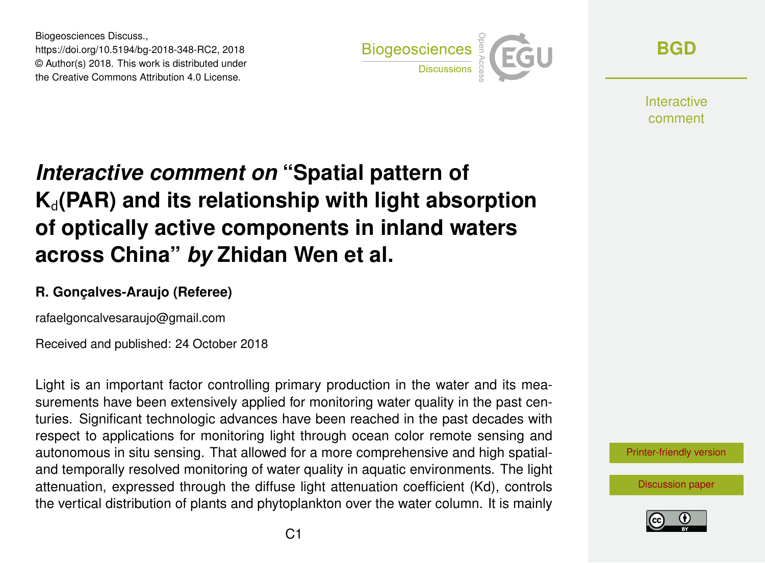Biogeosciences Discuss.,
https://doi.org/10.5194/bg-2018-348-RC2, 2018
© Author(s) 2018. This work is distributed under
the Creative Commons Attribution 4.0 License.

# *Interactive comment on* "Spatial pattern of $K_d$(PAR) and its relationship with light absorption of optically active components in inland waters across China" *by* Zhidan Wen et al.

### R. Gonçalves-Araujo (Referee)

rafaelgoncalvesaraujo@gmail.com

Received and published: 24 October 2018

Light is an important factor controlling primary production in the water and its measurements have been extensively applied for monitoring water quality in the past centuries. Significant technologic advances have been reached in the past decades with respect to applications for monitoring light through ocean color remote sensing and autonomous in situ sensing. That allowed for a more comprehensive and high spatial- and temporally resolved monitoring of water quality in aquatic environments. The light attenuation, expressed through the diffuse light attenuation coefficient (Kd), controls the vertical distribution of plants and phytoplankton over the water column. It is mainly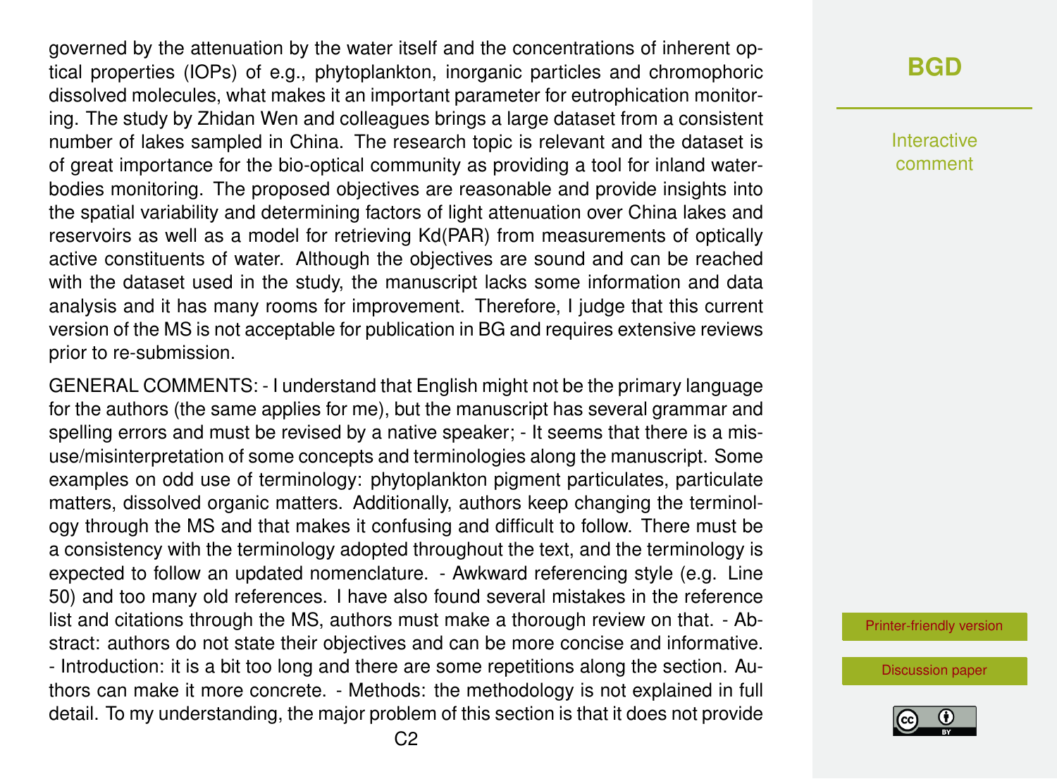governed by the attenuation by the water itself and the concentrations of inherent optical properties (IOPs) of e.g., phytoplankton, inorganic particles and chromophoric dissolved molecules, what makes it an important parameter for eutrophication monitoring. The study by Zhidan Wen and colleagues brings a large dataset from a consistent number of lakes sampled in China. The research topic is relevant and the dataset is of great importance for the bio-optical community as providing a tool for inland waterbodies monitoring. The proposed objectives are reasonable and provide insights into the spatial variability and determining factors of light attenuation over China lakes and reservoirs as well as a model for retrieving Kd(PAR) from measurements of optically active constituents of water. Although the objectives are sound and can be reached with the dataset used in the study, the manuscript lacks some information and data analysis and it has many rooms for improvement. Therefore, I judge that this current version of the MS is not acceptable for publication in BG and requires extensive reviews prior to re-submission.

GENERAL COMMENTS: - I understand that English might not be the primary language for the authors (the same applies for me), but the manuscript has several grammar and spelling errors and must be revised by a native speaker; - It seems that there is a misuse/misinterpretation of some concepts and terminologies along the manuscript. Some examples on odd use of terminology: phytoplankton pigment particulates, particulate matters, dissolved organic matters. Additionally, authors keep changing the terminology through the MS and that makes it confusing and difficult to follow. There must be a consistency with the terminology adopted throughout the text, and the terminology is expected to follow an updated nomenclature. - Awkward referencing style (e.g. Line 50) and too many old references. I have also found several mistakes in the reference list and citations through the MS, authors must make a thorough review on that. - Abstract: authors do not state their objectives and can be more concise and informative. - Introduction: it is a bit too long and there are some repetitions along the section. Authors can make it more concrete. - Methods: the methodology is not explained in full detail. To my understanding, the major problem of this section is that it does not provide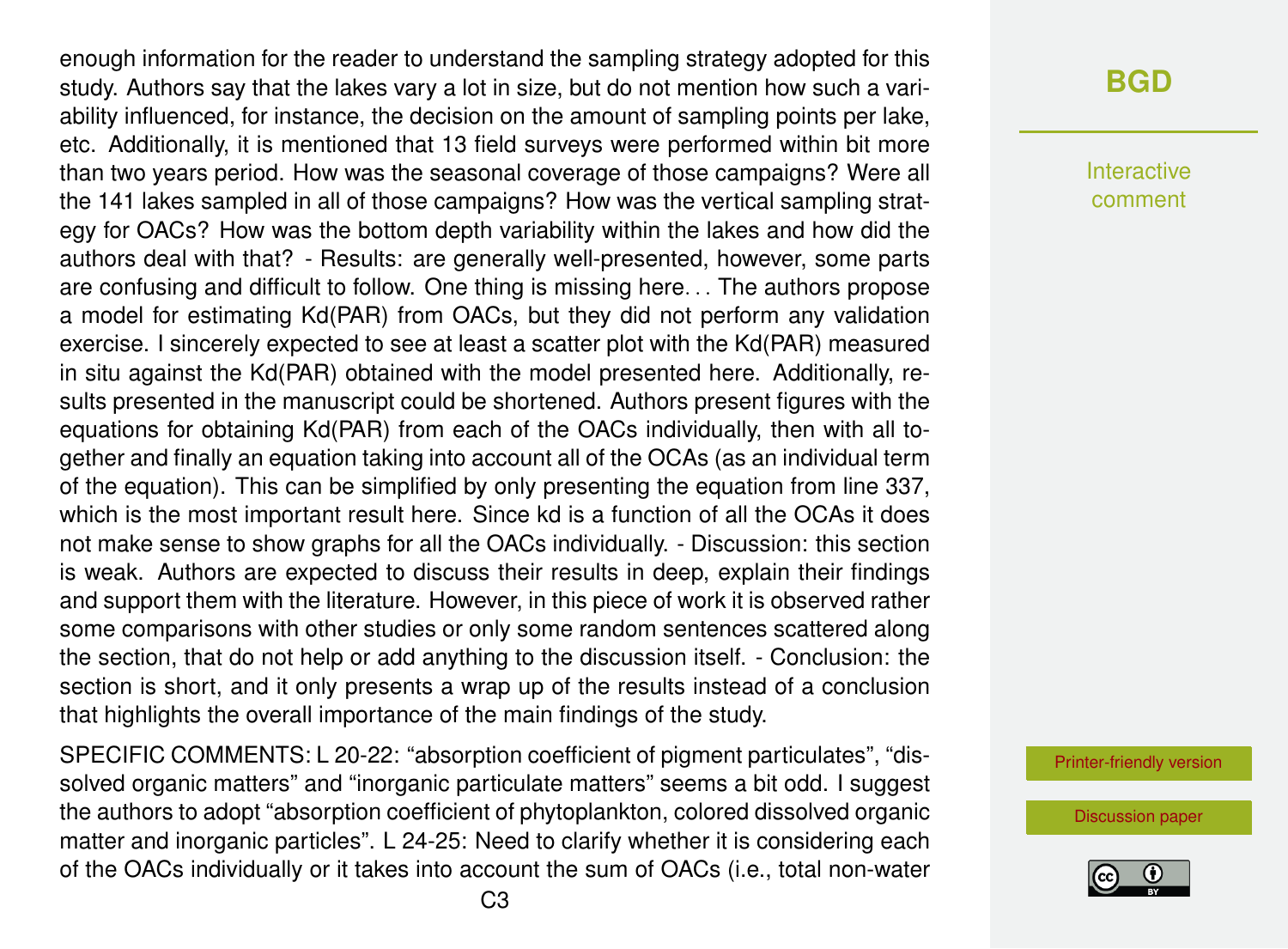enough information for the reader to understand the sampling strategy adopted for this study. Authors say that the lakes vary a lot in size, but do not mention how such a variability influenced, for instance, the decision on the amount of sampling points per lake, etc. Additionally, it is mentioned that 13 field surveys were performed within bit more than two years period. How was the seasonal coverage of those campaigns? Were all the 141 lakes sampled in all of those campaigns? How was the vertical sampling strategy for OACs? How was the bottom depth variability within the lakes and how did the authors deal with that? - Results: are generally well-presented, however, some parts are confusing and difficult to follow. One thing is missing here. . . The authors propose a model for estimating Kd(PAR) from OACs, but they did not perform any validation exercise. I sincerely expected to see at least a scatter plot with the Kd(PAR) measured in situ against the Kd(PAR) obtained with the model presented here. Additionally, results presented in the manuscript could be shortened. Authors present figures with the equations for obtaining Kd(PAR) from each of the OACs individually, then with all together and finally an equation taking into account all of the OCAs (as an individual term of the equation). This can be simplified by only presenting the equation from line 337, which is the most important result here. Since kd is a function of all the OCAs it does not make sense to show graphs for all the OACs individually. - Discussion: this section is weak. Authors are expected to discuss their results in deep, explain their findings and support them with the literature. However, in this piece of work it is observed rather some comparisons with other studies or only some random sentences scattered along the section, that do not help or add anything to the discussion itself. - Conclusion: the section is short, and it only presents a wrap up of the results instead of a conclusion that highlights the overall importance of the main findings of the study.

SPECIFIC COMMENTS: L 20-22: "absorption coefficient of pigment particulates", "dissolved organic matters" and "inorganic particulate matters" seems a bit odd. I suggest the authors to adopt "absorption coefficient of phytoplankton, colored dissolved organic matter and inorganic particles". L 24-25: Need to clarify whether it is considering each of the OACs individually or it takes into account the sum of OACs (i.e., total non-water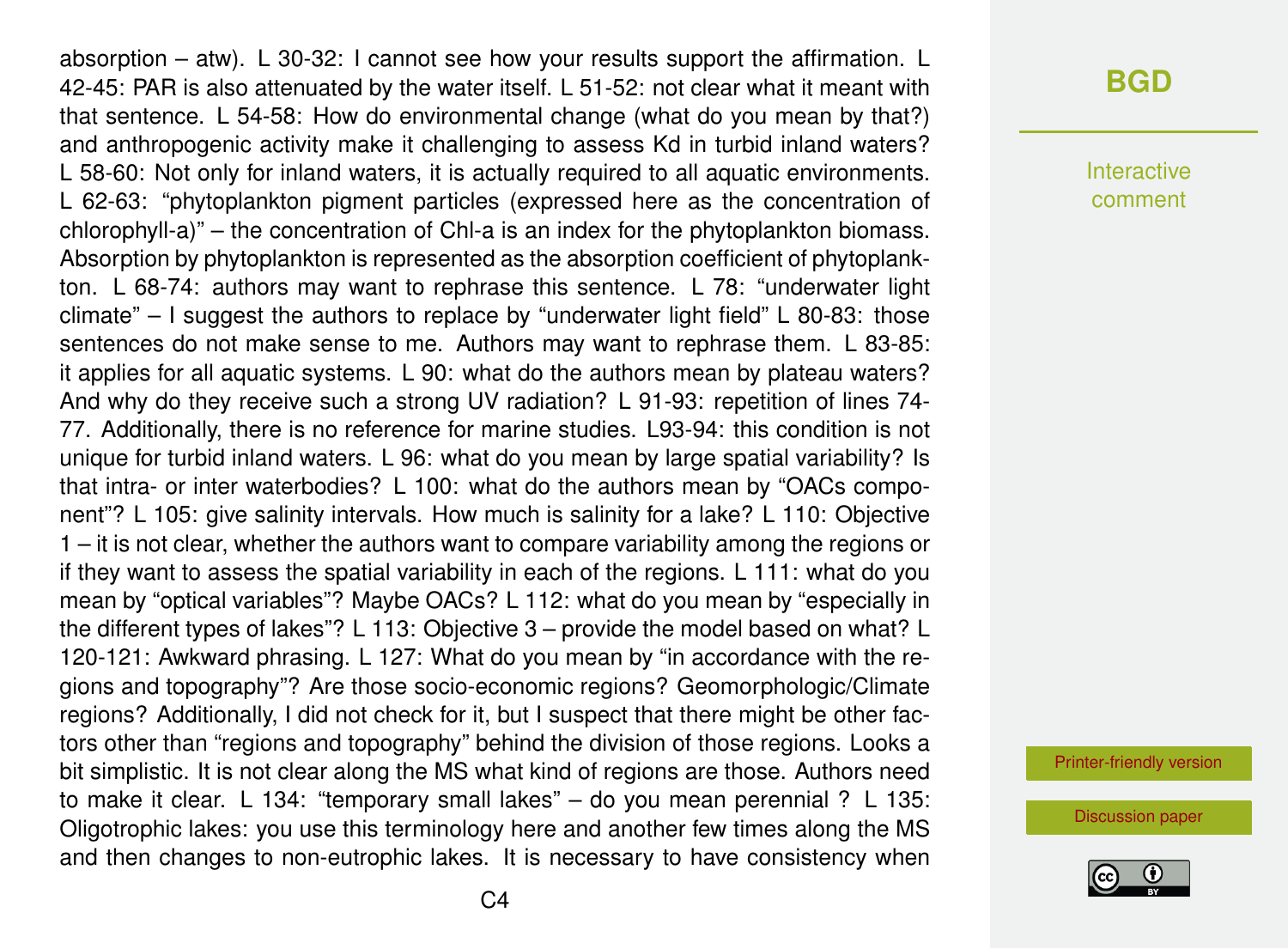absorption – atw). L 30-32: I cannot see how your results support the affirmation. L 42-45: PAR is also attenuated by the water itself. L 51-52: not clear what it meant with that sentence. L 54-58: How do environmental change (what do you mean by that?) and anthropogenic activity make it challenging to assess Kd in turbid inland waters? L 58-60: Not only for inland waters, it is actually required to all aquatic environments. L 62-63: "phytoplankton pigment particles (expressed here as the concentration of chlorophyll-a)" – the concentration of Chl-a is an index for the phytoplankton biomass. Absorption by phytoplankton is represented as the absorption coefficient of phytoplankton. L 68-74: authors may want to rephrase this sentence. L 78: "underwater light climate" – I suggest the authors to replace by "underwater light field" L 80-83: those sentences do not make sense to me. Authors may want to rephrase them. L 83-85: it applies for all aquatic systems. L 90: what do the authors mean by plateau waters? And why do they receive such a strong UV radiation? L 91-93: repetition of lines 74-77. Additionally, there is no reference for marine studies. L93-94: this condition is not unique for turbid inland waters. L 96: what do you mean by large spatial variability? Is that intra- or inter waterbodies? L 100: what do the authors mean by "OACs component"? L 105: give salinity intervals. How much is salinity for a lake? L 110: Objective 1 – it is not clear, whether the authors want to compare variability among the regions or if they want to assess the spatial variability in each of the regions. L 111: what do you mean by "optical variables"? Maybe OACs? L 112: what do you mean by "especially in the different types of lakes"? L 113: Objective 3 – provide the model based on what? L 120-121: Awkward phrasing. L 127: What do you mean by "in accordance with the regions and topography"? Are those socio-economic regions? Geomorphologic/Climate regions? Additionally, I did not check for it, but I suspect that there might be other factors other than "regions and topography" behind the division of those regions. Looks a bit simplistic. It is not clear along the MS what kind of regions are those. Authors need to make it clear. L 134: "temporary small lakes" – do you mean perennial ? L 135: Oligotrophic lakes: you use this terminology here and another few times along the MS and then changes to non-eutrophic lakes. It is necessary to have consistency when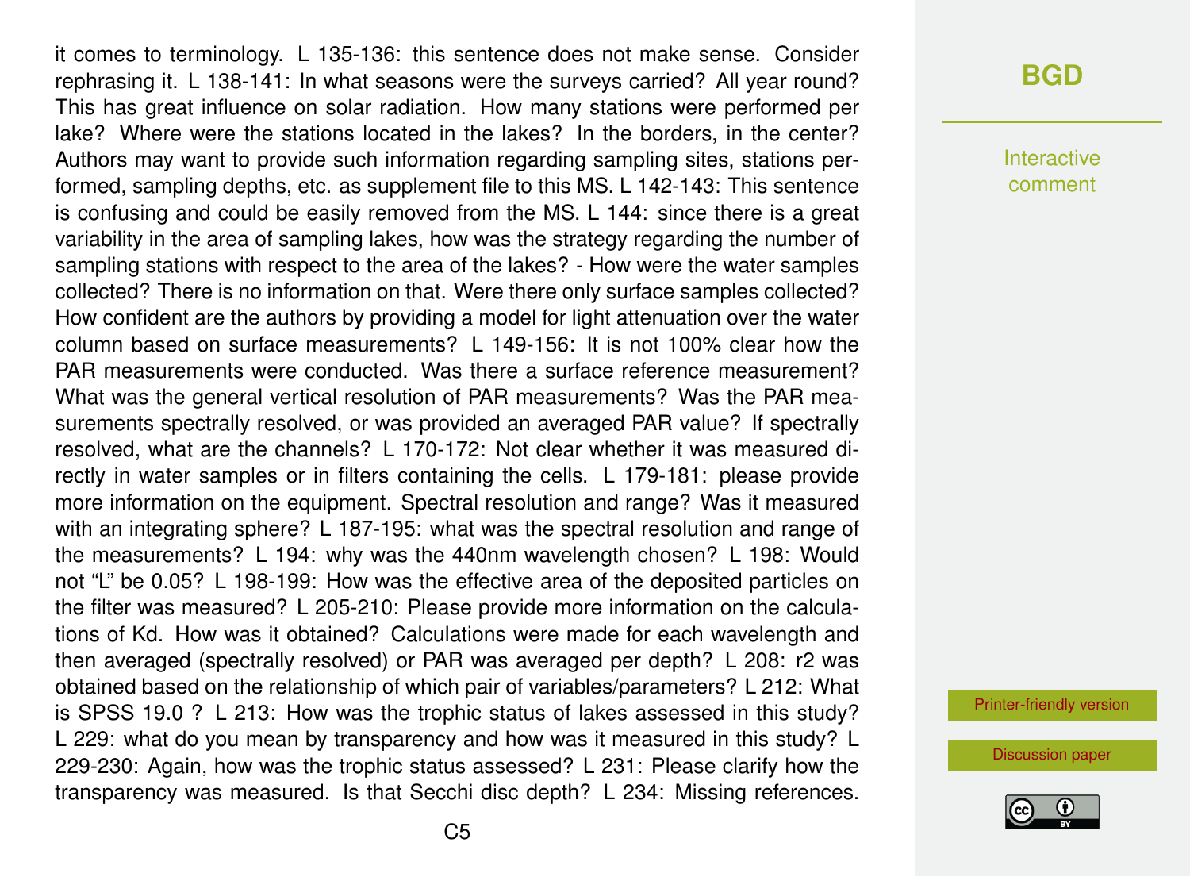it comes to terminology. L 135-136: this sentence does not make sense. Consider rephrasing it. L 138-141: In what seasons were the surveys carried? All year round? This has great influence on solar radiation. How many stations were performed per lake? Where were the stations located in the lakes? In the borders, in the center? Authors may want to provide such information regarding sampling sites, stations performed, sampling depths, etc. as supplement file to this MS. L 142-143: This sentence is confusing and could be easily removed from the MS. L 144: since there is a great variability in the area of sampling lakes, how was the strategy regarding the number of sampling stations with respect to the area of the lakes? - How were the water samples collected? There is no information on that. Were there only surface samples collected? How confident are the authors by providing a model for light attenuation over the water column based on surface measurements? L 149-156: It is not 100% clear how the PAR measurements were conducted. Was there a surface reference measurement? What was the general vertical resolution of PAR measurements? Was the PAR measurements spectrally resolved, or was provided an averaged PAR value? If spectrally resolved, what are the channels? L 170-172: Not clear whether it was measured directly in water samples or in filters containing the cells. L 179-181: please provide more information on the equipment. Spectral resolution and range? Was it measured with an integrating sphere? L 187-195: what was the spectral resolution and range of the measurements? L 194: why was the 440nm wavelength chosen? L 198: Would not "L" be 0.05? L 198-199: How was the effective area of the deposited particles on the filter was measured? L 205-210: Please provide more information on the calculations of Kd. How was it obtained? Calculations were made for each wavelength and then averaged (spectrally resolved) or PAR was averaged per depth? L 208: r2 was obtained based on the relationship of which pair of variables/parameters? L 212: What is SPSS 19.0 ? L 213: How was the trophic status of lakes assessed in this study? L 229: what do you mean by transparency and how was it measured in this study? L 229-230: Again, how was the trophic status assessed? L 231: Please clarify how the transparency was measured. Is that Secchi disc depth? L 234: Missing references.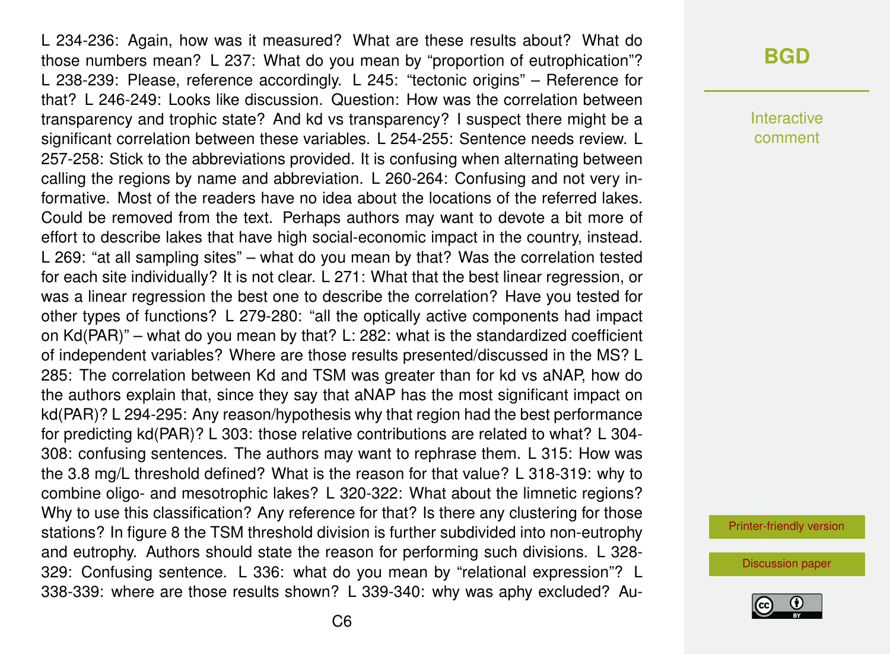L 234-236: Again, how was it measured? What are these results about? What do those numbers mean? L 237: What do you mean by “proportion of eutrophication”? L 238-239: Please, reference accordingly. L 245: “tectonic origins” – Reference for that? L 246-249: Looks like discussion. Question: How was the correlation between transparency and trophic state? And kd vs transparency? I suspect there might be a significant correlation between these variables. L 254-255: Sentence needs review. L 257-258: Stick to the abbreviations provided. It is confusing when alternating between calling the regions by name and abbreviation. L 260-264: Confusing and not very informative. Most of the readers have no idea about the locations of the referred lakes. Could be removed from the text. Perhaps authors may want to devote a bit more of effort to describe lakes that have high social-economic impact in the country, instead. L 269: “at all sampling sites” – what do you mean by that? Was the correlation tested for each site individually? It is not clear. L 271: What that the best linear regression, or was a linear regression the best one to describe the correlation? Have you tested for other types of functions? L 279-280: “all the optically active components had impact on Kd(PAR)” – what do you mean by that? L: 282: what is the standardized coefficient of independent variables? Where are those results presented/discussed in the MS? L 285: The correlation between Kd and TSM was greater than for kd vs aNAP, how do the authors explain that, since they say that aNAP has the most significant impact on kd(PAR)? L 294-295: Any reason/hypothesis why that region had the best performance for predicting kd(PAR)? L 303: those relative contributions are related to what? L 304-308: confusing sentences. The authors may want to rephrase them. L 315: How was the 3.8 mg/L threshold defined? What is the reason for that value? L 318-319: why to combine oligo- and mesotrophic lakes? L 320-322: What about the limnetic regions? Why to use this classification? Any reference for that? Is there any clustering for those stations? In figure 8 the TSM threshold division is further subdivided into non-eutrophy and eutrophy. Authors should state the reason for performing such divisions. L 328-329: Confusing sentence. L 336: what do you mean by “relational expression”? L 338-339: where are those results shown? L 339-340: why was aphy excluded? Au-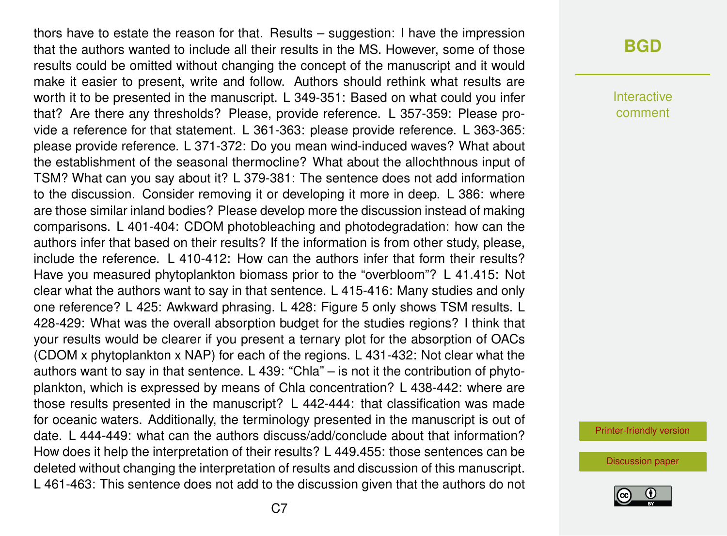thors have to estate the reason for that. Results – suggestion: I have the impression that the authors wanted to include all their results in the MS. However, some of those results could be omitted without changing the concept of the manuscript and it would make it easier to present, write and follow. Authors should rethink what results are worth it to be presented in the manuscript. L 349-351: Based on what could you infer that? Are there any thresholds? Please, provide reference. L 357-359: Please provide a reference for that statement. L 361-363: please provide reference. L 363-365: please provide reference. L 371-372: Do you mean wind-induced waves? What about the establishment of the seasonal thermocline? What about the allochthnous input of TSM? What can you say about it? L 379-381: The sentence does not add information to the discussion. Consider removing it or developing it more in deep. L 386: where are those similar inland bodies? Please develop more the discussion instead of making comparisons. L 401-404: CDOM photobleaching and photodegradation: how can the authors infer that based on their results? If the information is from other study, please, include the reference. L 410-412: How can the authors infer that form their results? Have you measured phytoplankton biomass prior to the "overbloom"? L 41.415: Not clear what the authors want to say in that sentence. L 415-416: Many studies and only one reference? L 425: Awkward phrasing. L 428: Figure 5 only shows TSM results. L 428-429: What was the overall absorption budget for the studies regions? I think that your results would be clearer if you present a ternary plot for the absorption of OACs (CDOM x phytoplankton x NAP) for each of the regions. L 431-432: Not clear what the authors want to say in that sentence. L 439: "Chla" – is not it the contribution of phytoplankton, which is expressed by means of Chla concentration? L 438-442: where are those results presented in the manuscript? L 442-444: that classification was made for oceanic waters. Additionally, the terminology presented in the manuscript is out of date. L 444-449: what can the authors discuss/add/conclude about that information? How does it help the interpretation of their results? L 449.455: those sentences can be deleted without changing the interpretation of results and discussion of this manuscript. L 461-463: This sentence does not add to the discussion given that the authors do not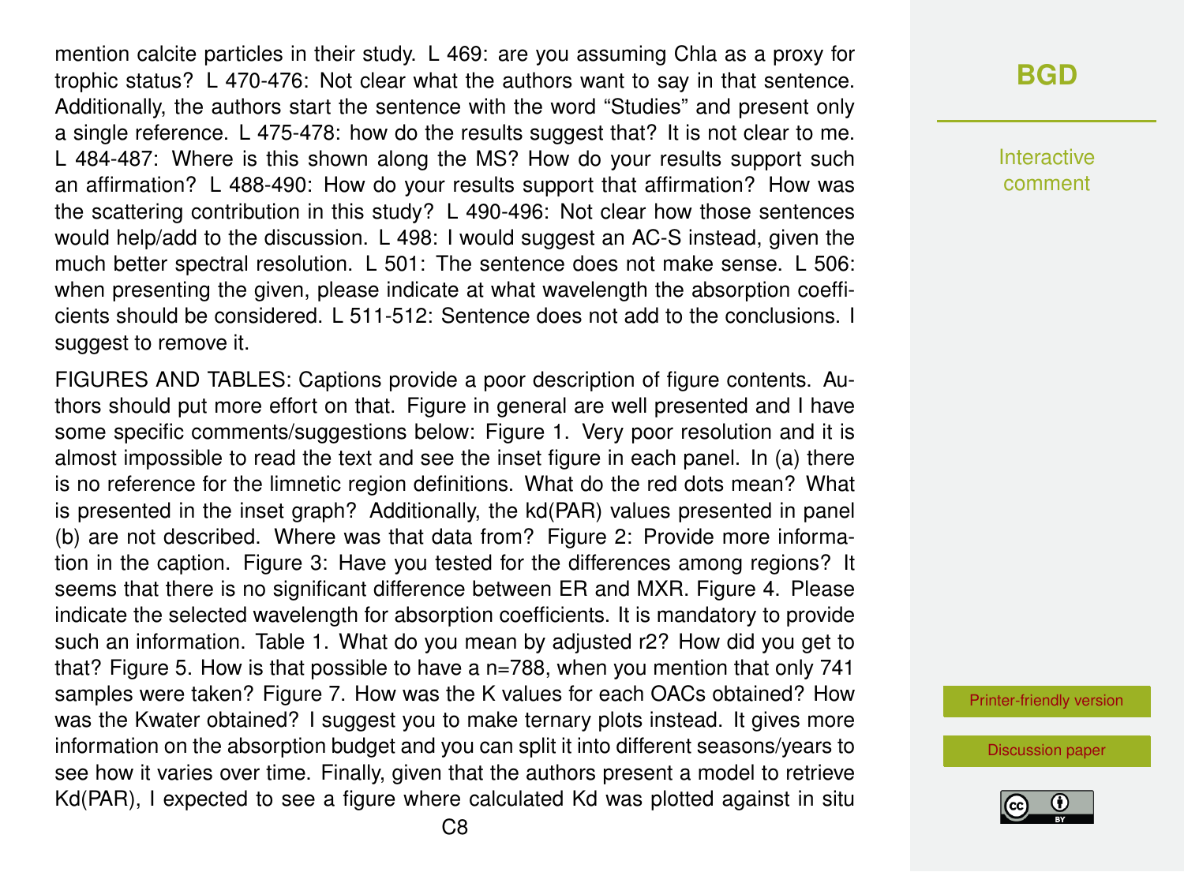mention calcite particles in their study. L 469: are you assuming Chla as a proxy for trophic status? L 470-476: Not clear what the authors want to say in that sentence. Additionally, the authors start the sentence with the word "Studies" and present only a single reference. L 475-478: how do the results suggest that? It is not clear to me. L 484-487: Where is this shown along the MS? How do your results support such an affirmation? L 488-490: How do your results support that affirmation? How was the scattering contribution in this study? L 490-496: Not clear how those sentences would help/add to the discussion. L 498: I would suggest an AC-S instead, given the much better spectral resolution. L 501: The sentence does not make sense. L 506: when presenting the given, please indicate at what wavelength the absorption coefficients should be considered. L 511-512: Sentence does not add to the conclusions. I suggest to remove it.

FIGURES AND TABLES: Captions provide a poor description of figure contents. Authors should put more effort on that. Figure in general are well presented and I have some specific comments/suggestions below: Figure 1. Very poor resolution and it is almost impossible to read the text and see the inset figure in each panel. In (a) there is no reference for the limnetic region definitions. What do the red dots mean? What is presented in the inset graph? Additionally, the kd(PAR) values presented in panel (b) are not described. Where was that data from? Figure 2: Provide more information in the caption. Figure 3: Have you tested for the differences among regions? It seems that there is no significant difference between ER and MXR. Figure 4. Please indicate the selected wavelength for absorption coefficients. It is mandatory to provide such an information. Table 1. What do you mean by adjusted r2? How did you get to that? Figure 5. How is that possible to have a n=788, when you mention that only 741 samples were taken? Figure 7. How was the K values for each OACs obtained? How was the Kwater obtained? I suggest you to make ternary plots instead. It gives more information on the absorption budget and you can split it into different seasons/years to see how it varies over time. Finally, given that the authors present a model to retrieve Kd(PAR), I expected to see a figure where calculated Kd was plotted against in situ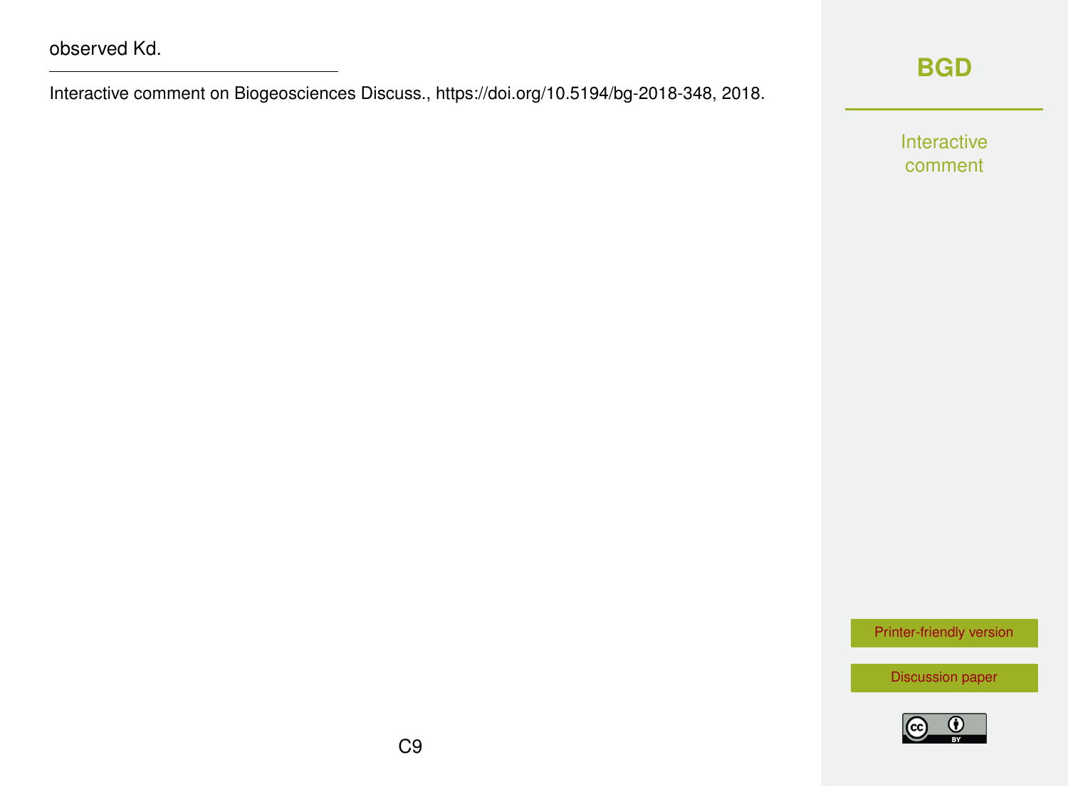observed Kd.

---

Interactive comment on Biogeosciences Discuss., https://doi.org/10.5194/bg-2018-348, 2018.